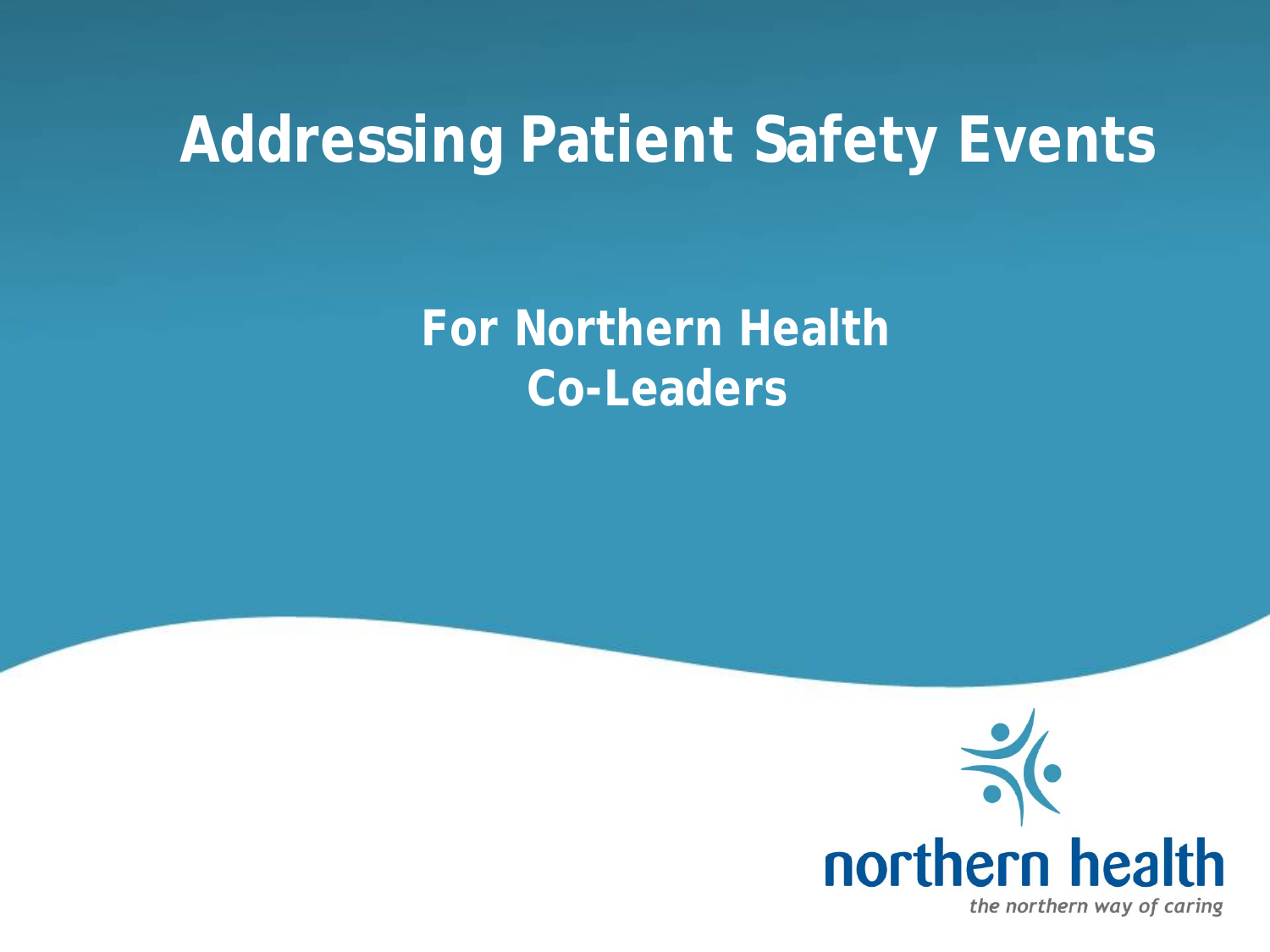# Addressing Patient Safety Events

## For Northern Health Co-Leaders

northern health

*the northern way of caring*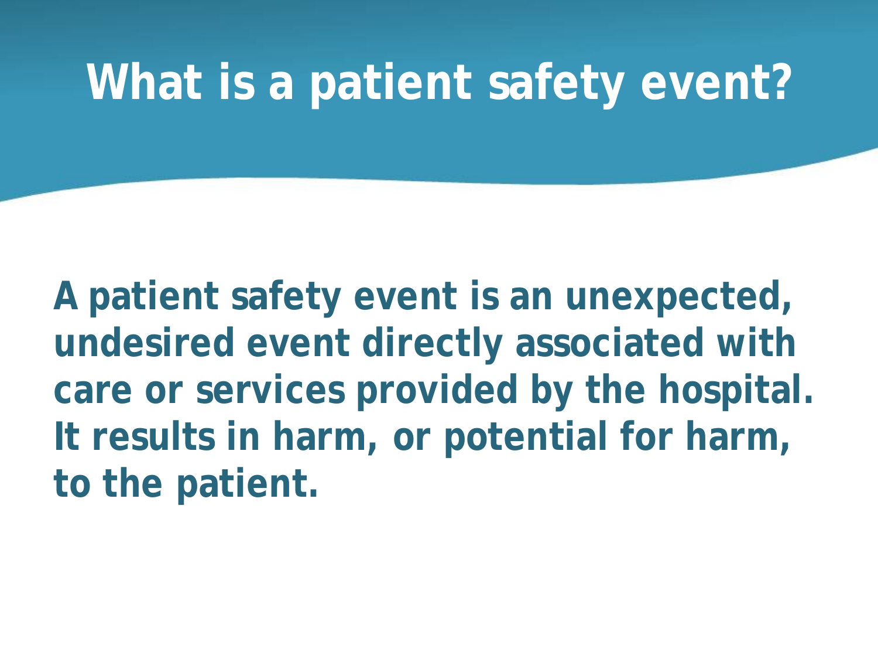# What is a patient safety event?

**A patient safety event is an unexpected, undesired event directly associated with care or services provided by the hospital. It results in harm, or potential for harm, to the patient.**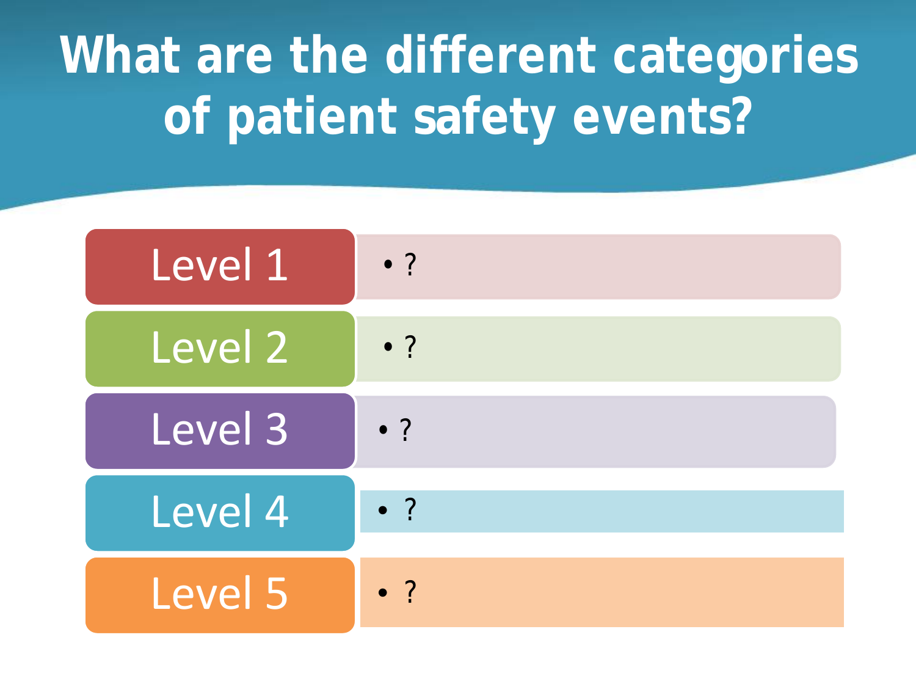# What are the different categories of patient safety events?

| | |
|---|---|
| Level 1 | • ? |
| Level 2 | • ? |
| Level 3 | • ? |
| Level 4 | • ? |
| Level 5 | • ? |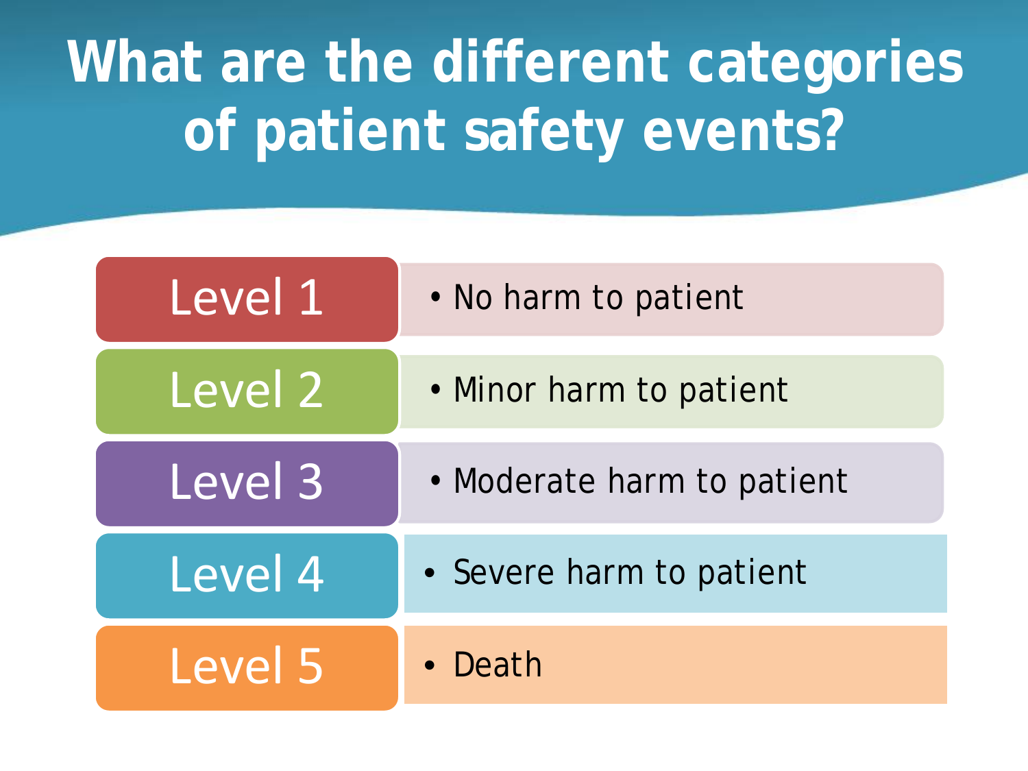# What are the different categories of patient safety events?

| Level | Description |
| --- | --- |
| Level 1 | No harm to patient |
| Level 2 | Minor harm to patient |
| Level 3 | Moderate harm to patient |
| Level 4 | Severe harm to patient |
| Level 5 | Death |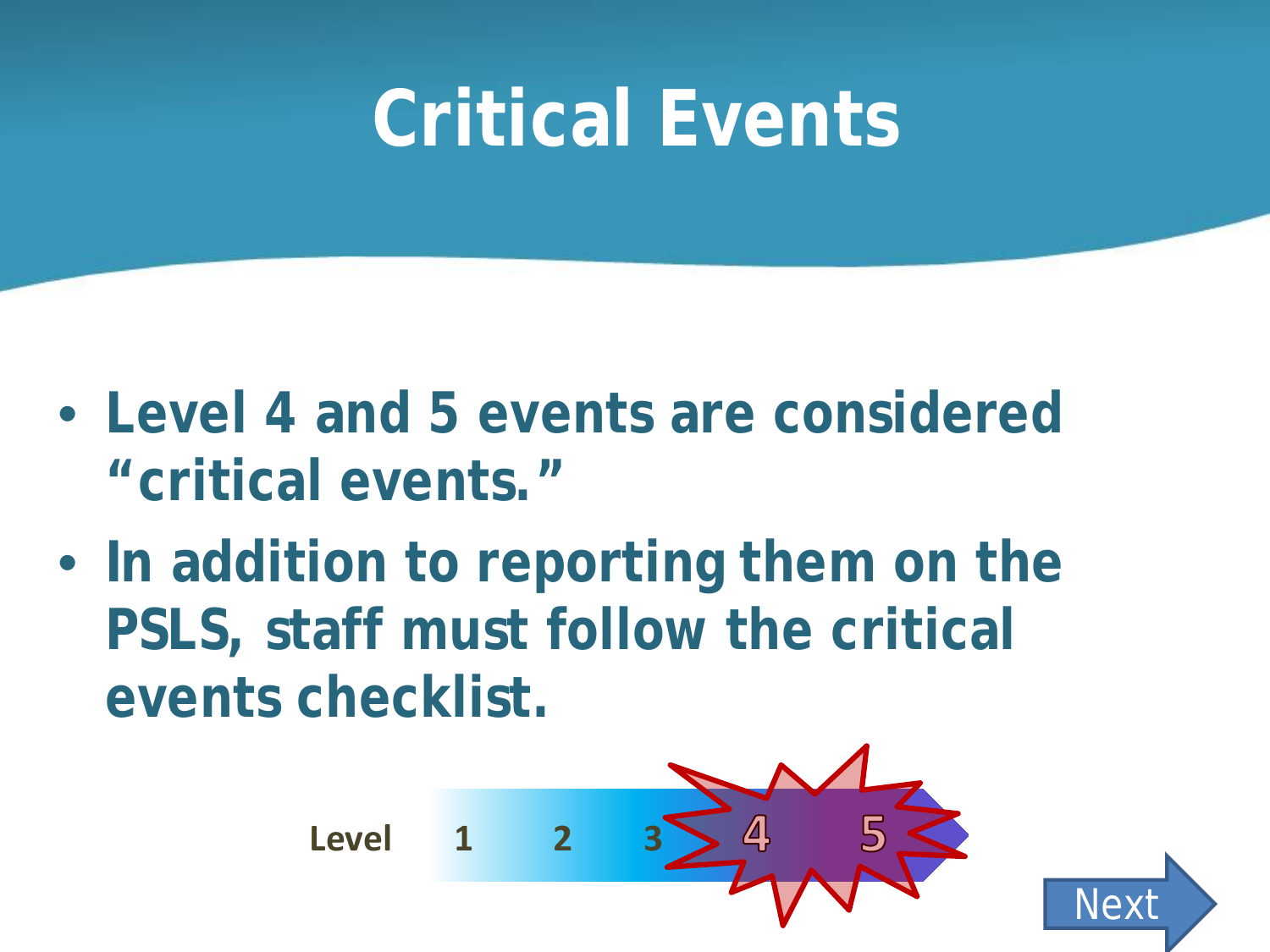# Critical Events

- Level 4 and 5 events are considered "critical events."
- In addition to reporting them on the PSLS, staff must follow the critical events checklist.

Level 1 2 3 4 5

Next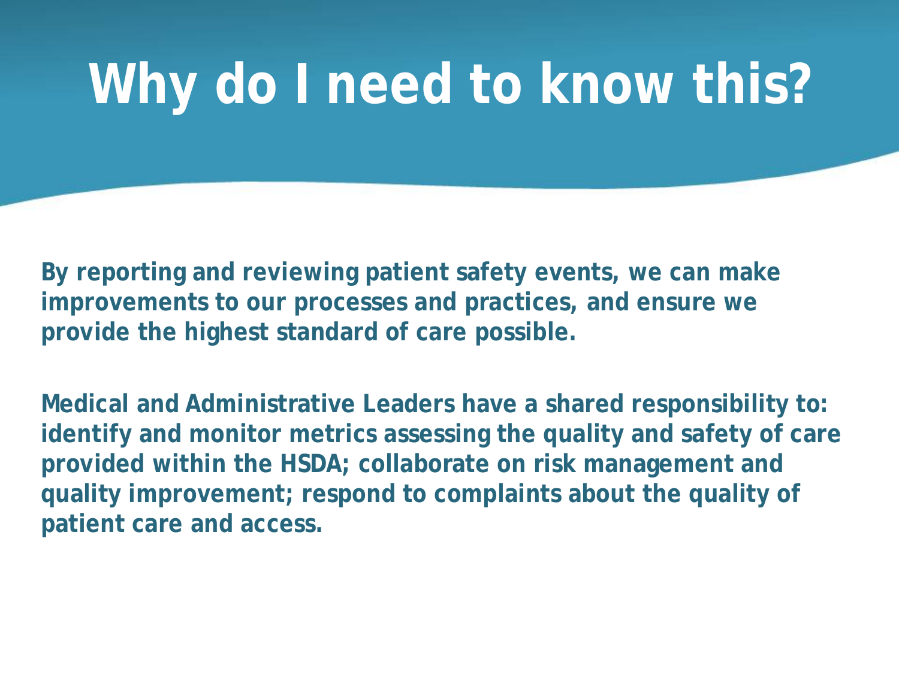# Why do I need to know this?

**By reporting and reviewing patient safety events, we can make improvements to our processes and practices, and ensure we provide the highest standard of care possible.**

**Medical and Administrative Leaders have a shared responsibility to: identify and monitor metrics assessing the quality and safety of care provided within the HSDA; collaborate on risk management and quality improvement; respond to complaints about the quality of patient care and access.**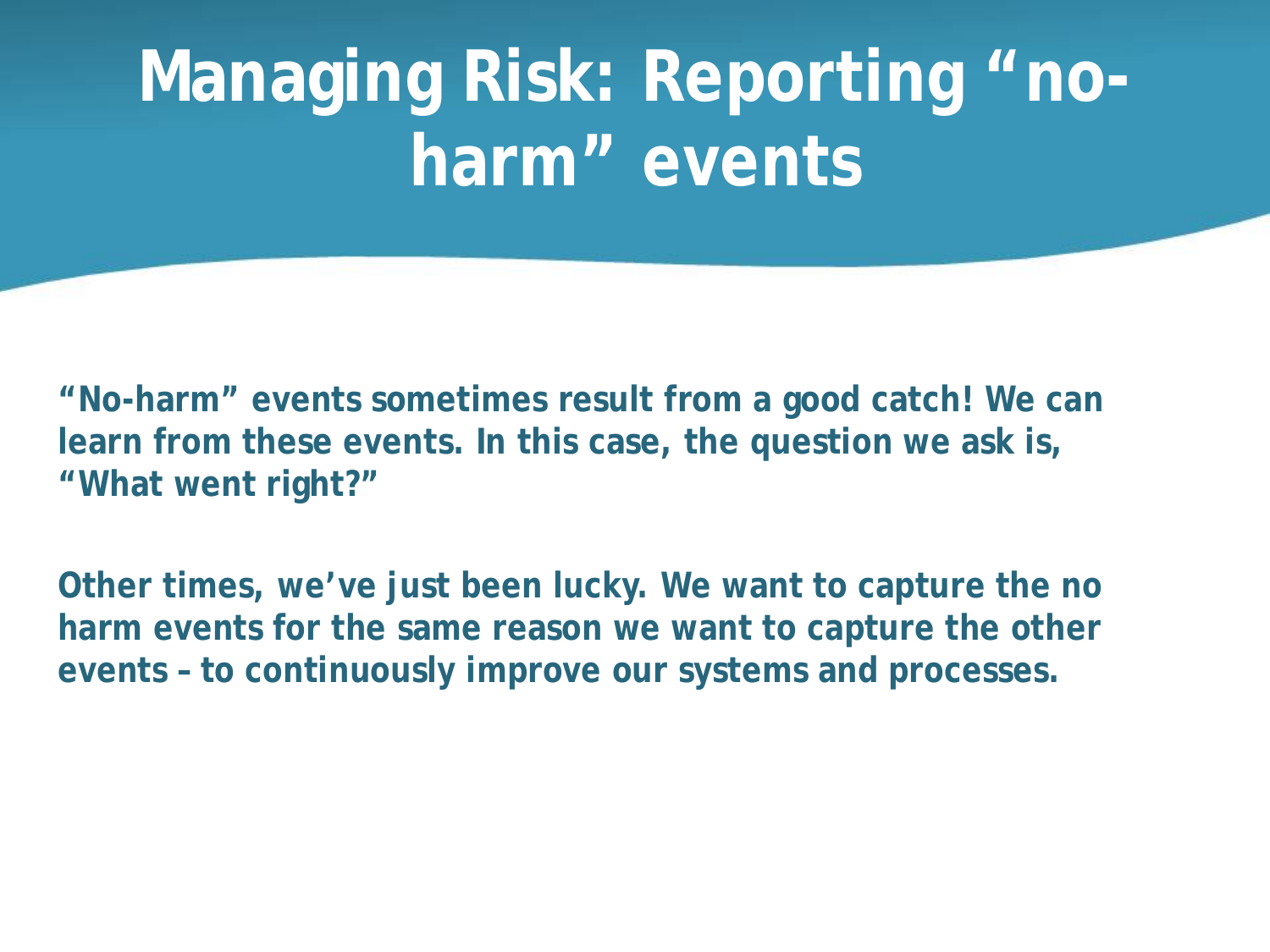# Managing Risk: Reporting "no-harm" events

**"No-harm" events sometimes result from a good catch! We can learn from these events. In this case, the question we ask is, "What went right?"**

**Other times, we've just been lucky. We want to capture the no harm events for the same reason we want to capture the other events – to continuously improve our systems and processes.**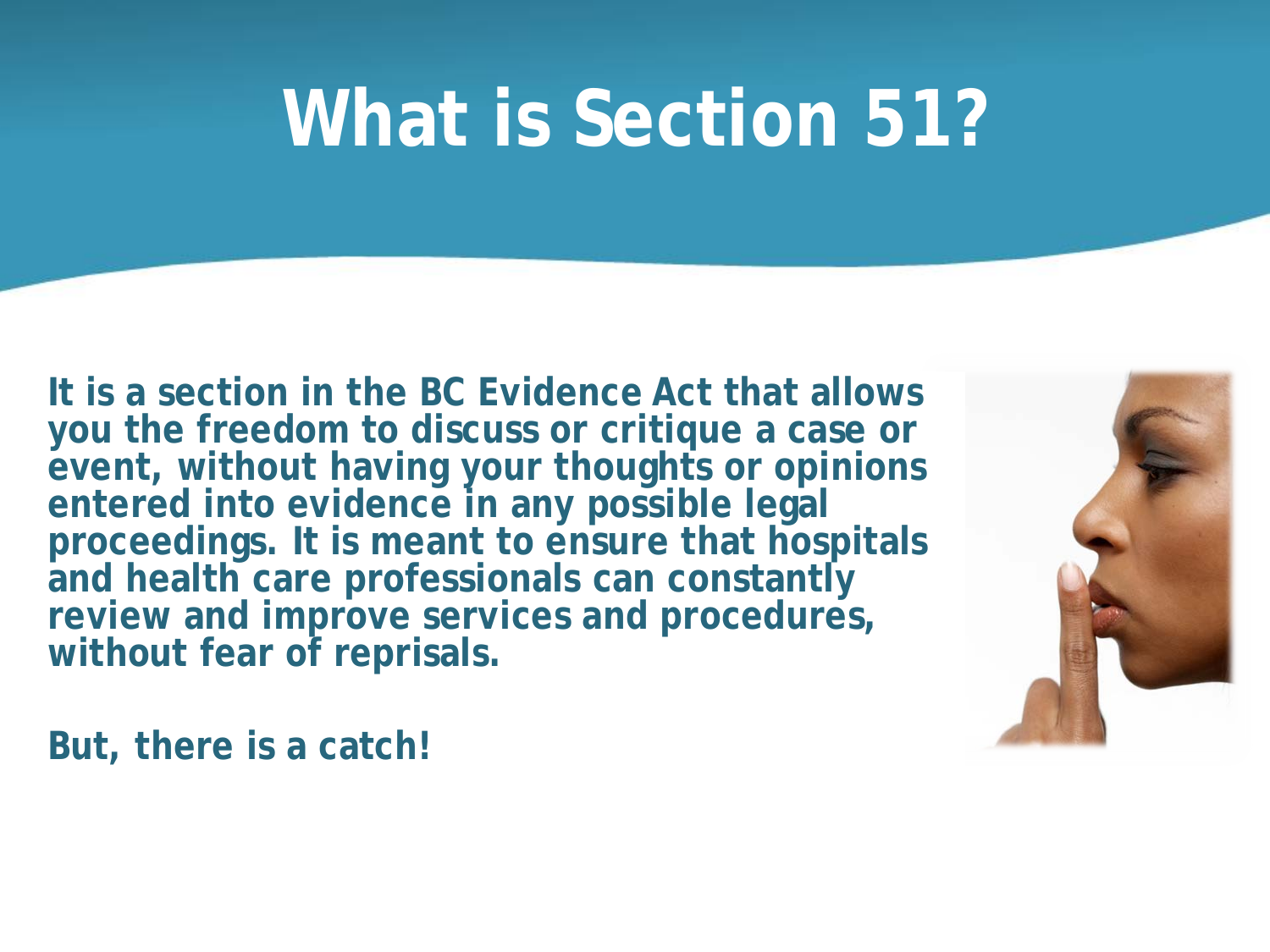# What is Section 51?

**It is a section in the BC Evidence Act that allows you the freedom to discuss or critique a case or event, without having your thoughts or opinions entered into evidence in any possible legal proceedings. It is meant to ensure that hospitals and health care professionals can constantly review and improve services and procedures, without fear of reprisals.**

**But, there is a catch!**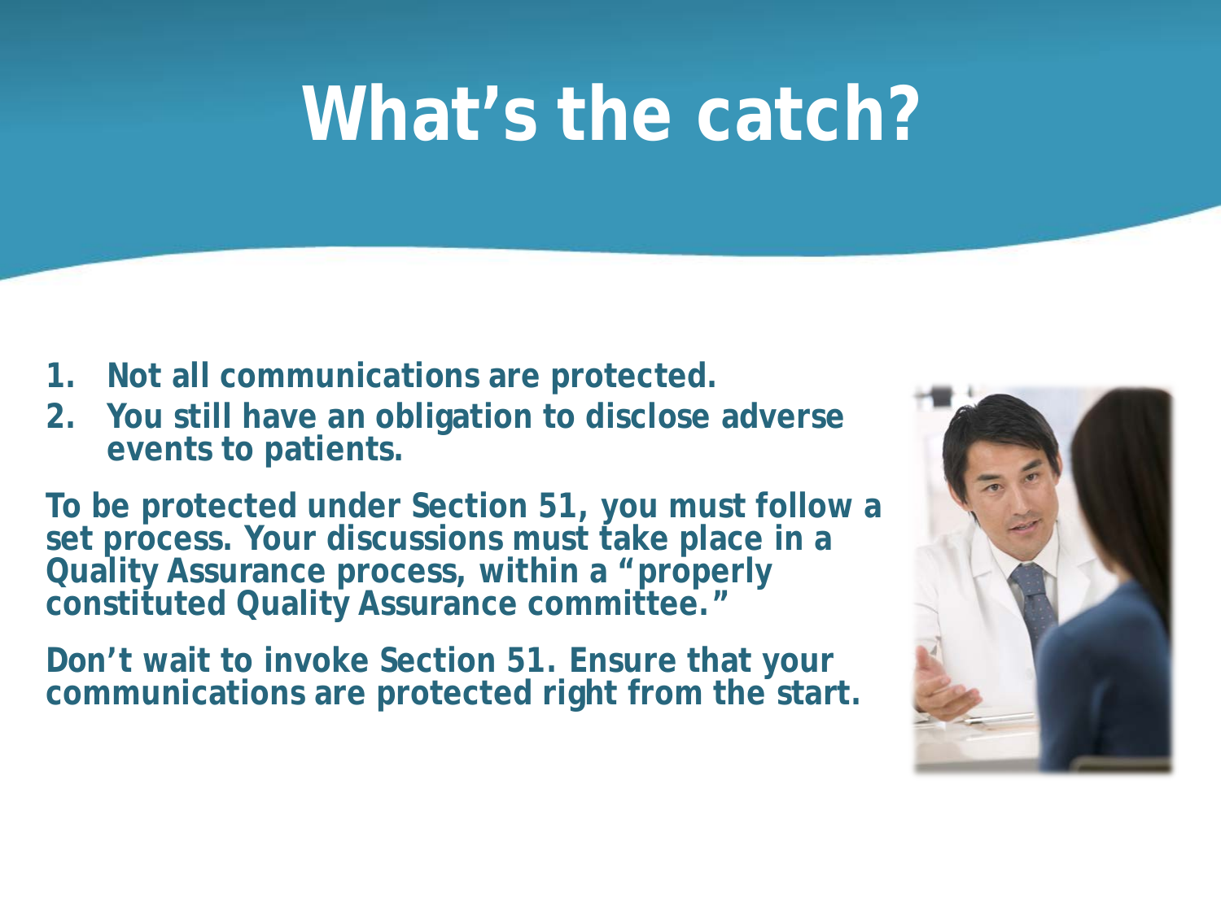# What's the catch?

1. Not all communications are protected.
2. You still have an obligation to disclose adverse events to patients.

To be protected under Section 51, you must follow a set process. Your discussions must take place in a Quality Assurance process, within a "properly constituted Quality Assurance committee."

Don't wait to invoke Section 51. Ensure that your communications are protected right from the start.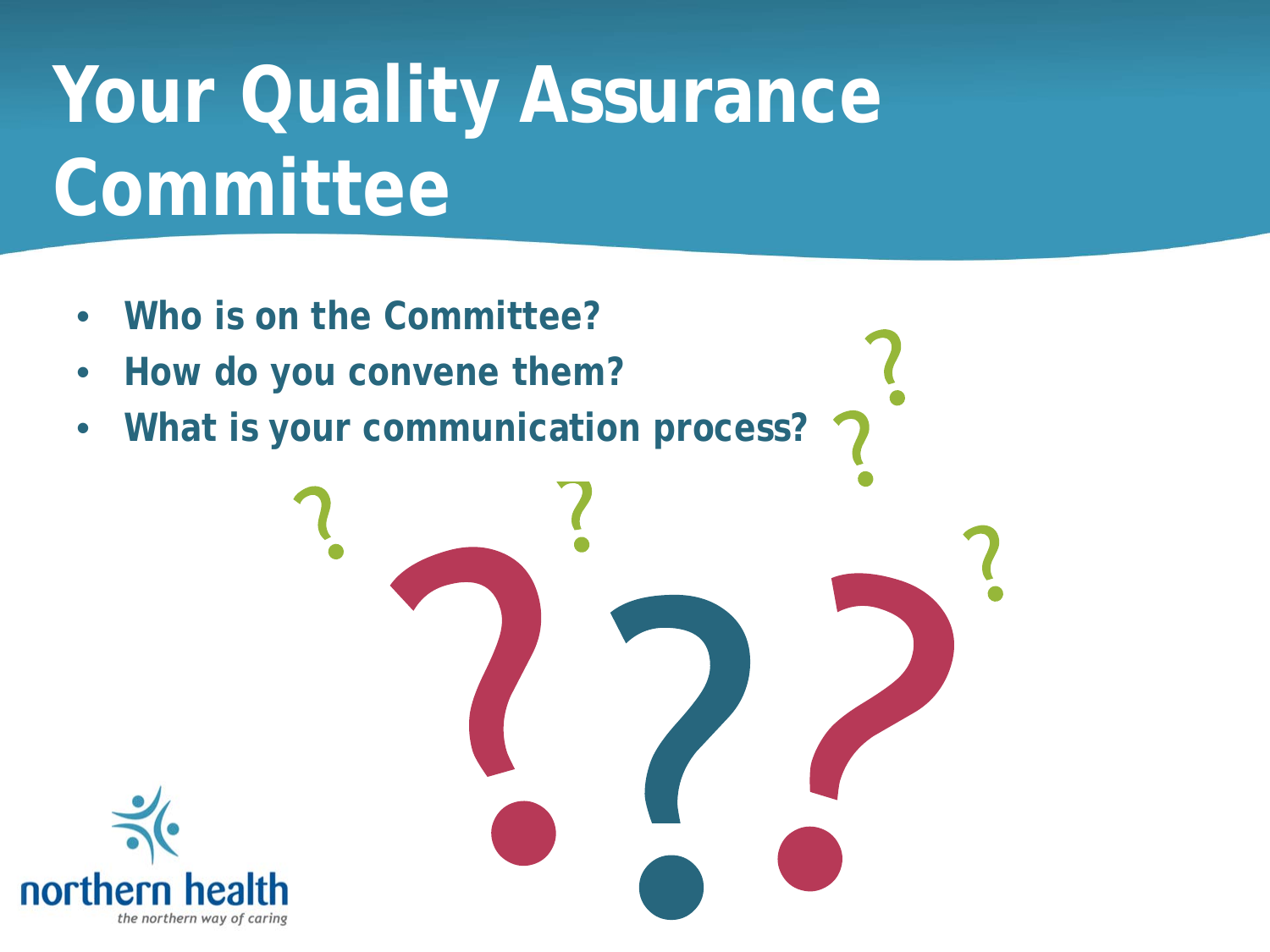# Your Quality Assurance Committee

- **Who is on the Committee?**
- **How do you convene them?**
- **What is your communication process?**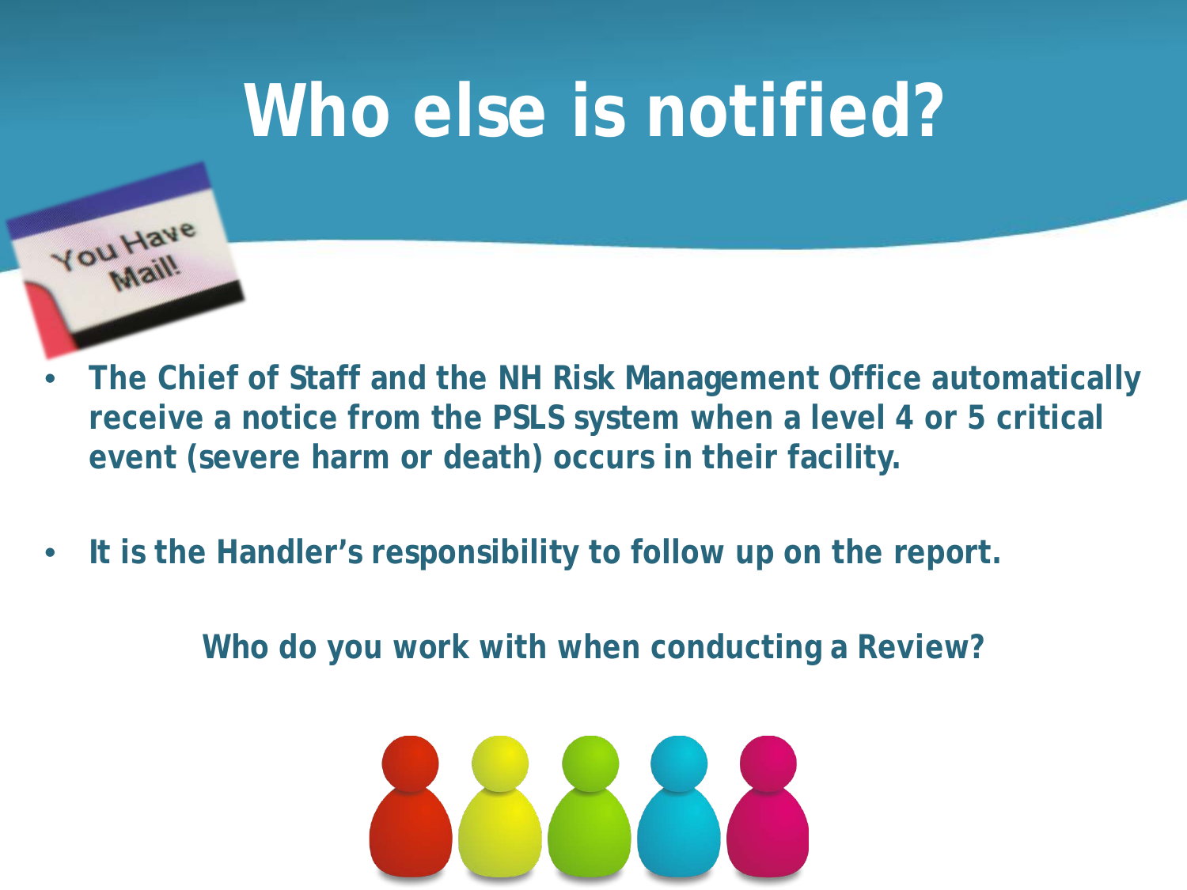# Who else is notified?

- **The Chief of Staff and the NH Risk Management Office automatically receive a notice from the PSLS system when a level 4 or 5 critical event (severe harm or death) occurs in their facility.**
- **It is the Handler's responsibility to follow up on the report.**

**Who do you work with when conducting a Review?**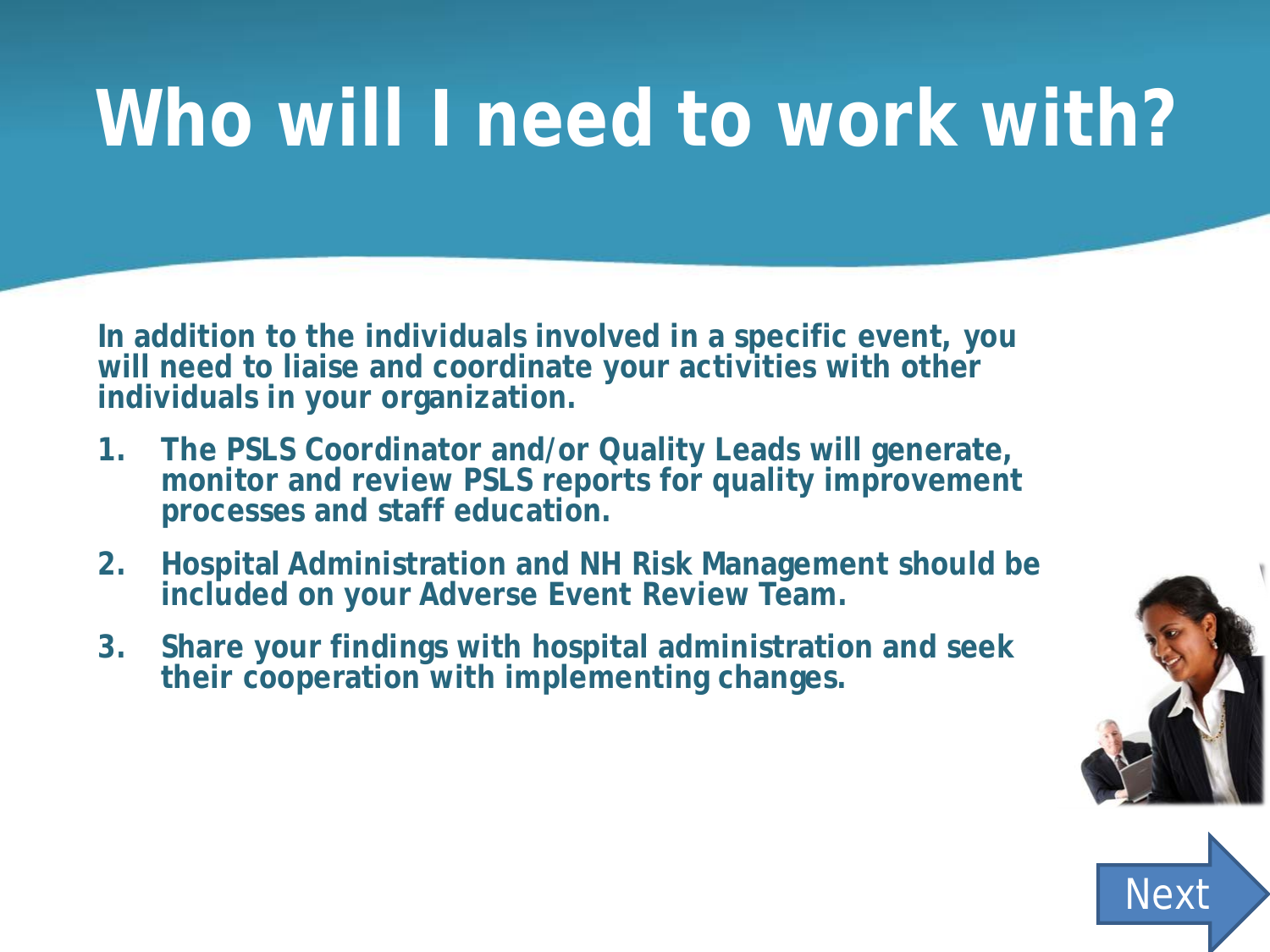# Who will I need to work with?

**In addition to the individuals involved in a specific event, you will need to liaise and coordinate your activities with other individuals in your organization.**

1. **The PSLS Coordinator and/or Quality Leads will generate, monitor and review PSLS reports for quality improvement processes and staff education.**
2. **Hospital Administration and NH Risk Management should be included on your Adverse Event Review Team.**
3. **Share your findings with hospital administration and seek their cooperation with implementing changes.**

Next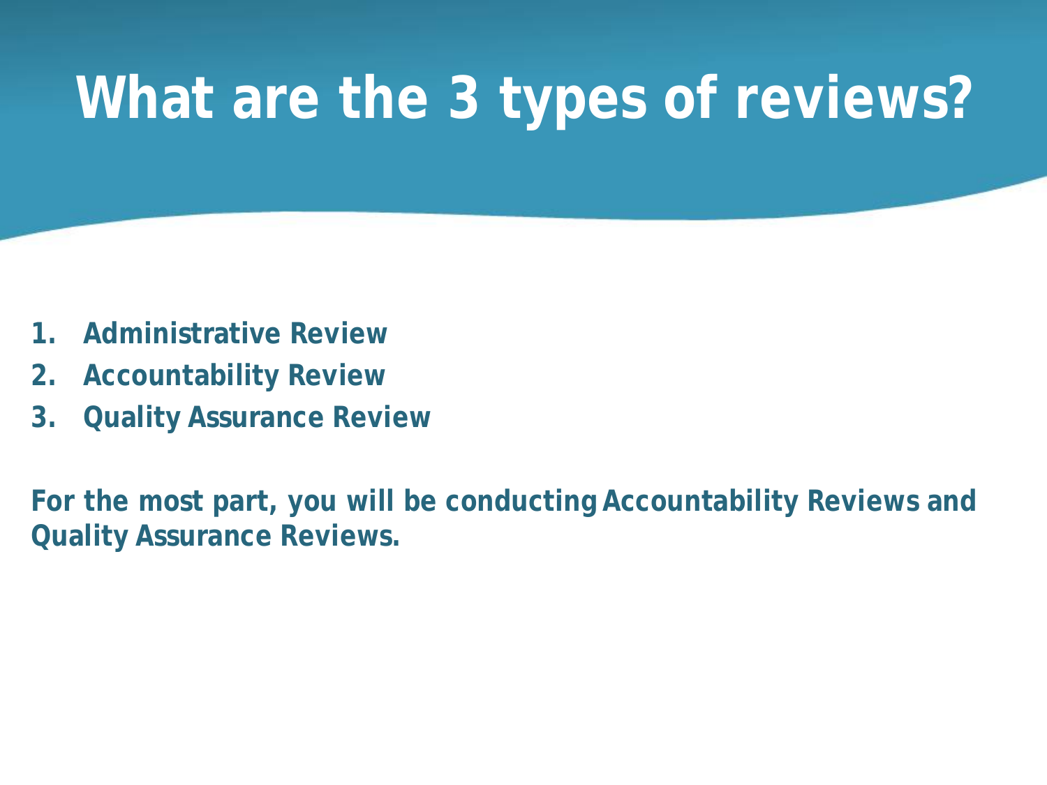# What are the 3 types of reviews?

1. **Administrative Review**
2. **Accountability Review**
3. **Quality Assurance Review**

**For the most part, you will be conducting Accountability Reviews and Quality Assurance Reviews.**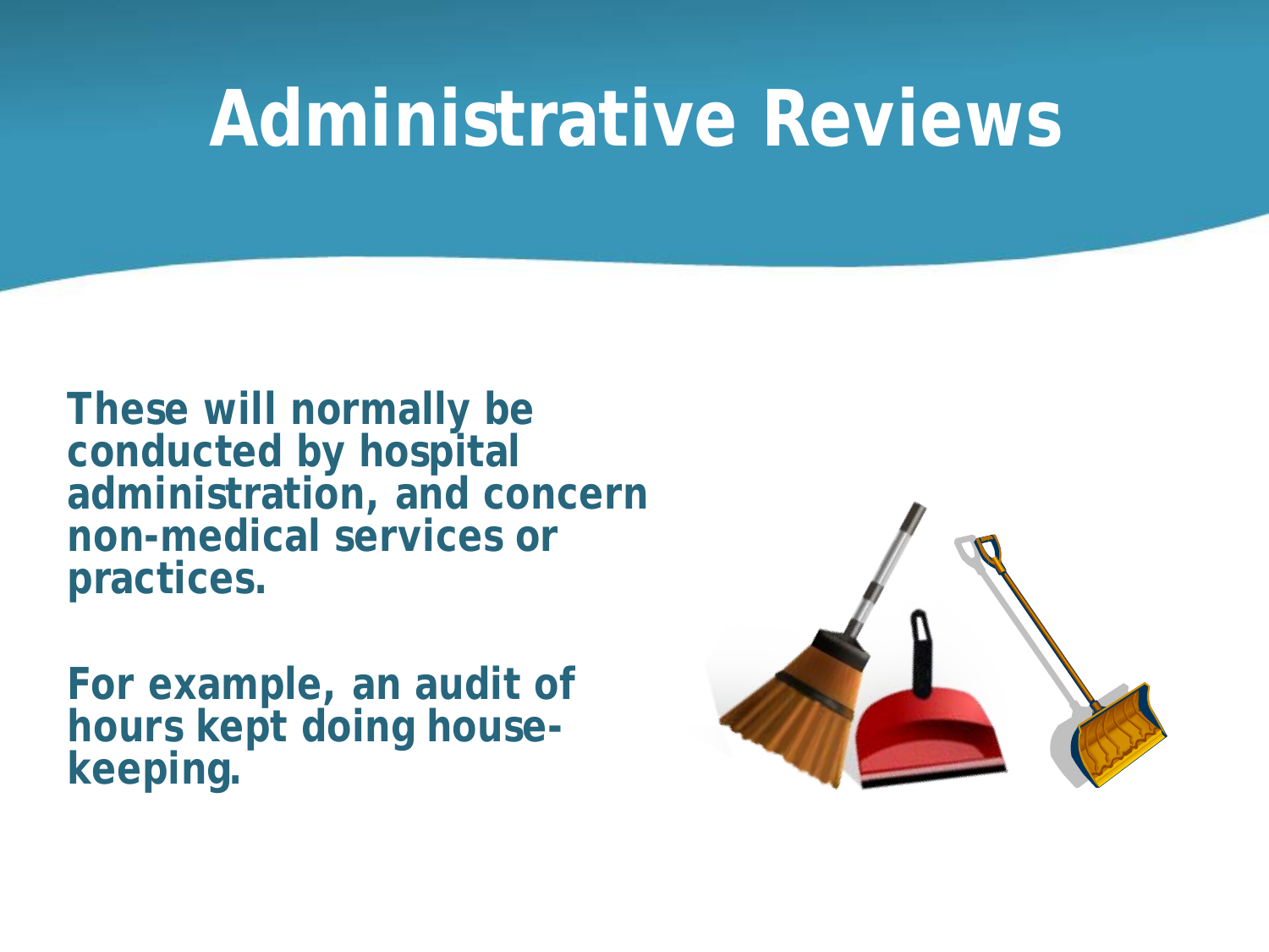# Administrative Reviews

These will normally be conducted by hospital administration, and concern non-medical services or practices.

For example, an audit of hours kept doing house-keeping.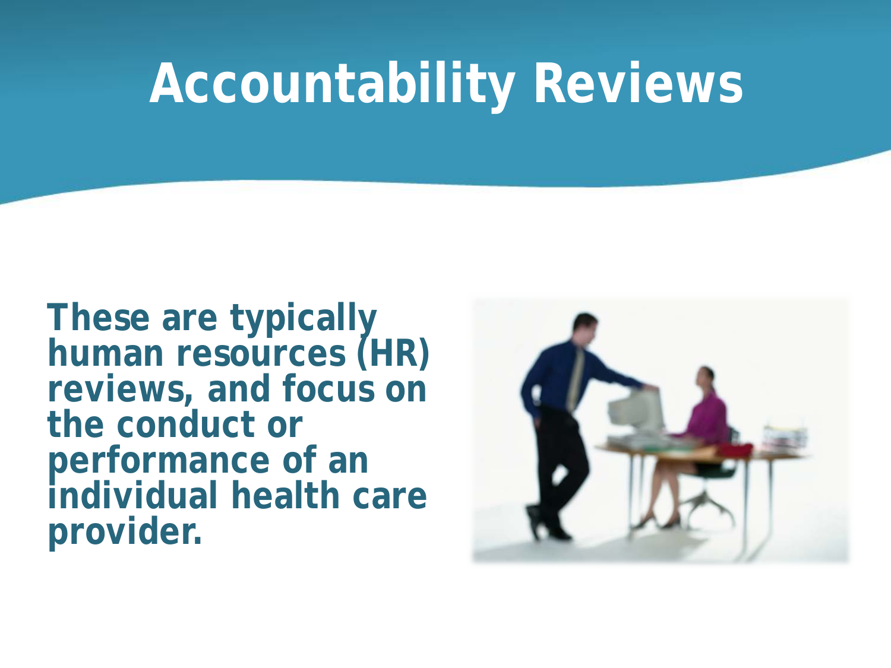# Accountability Reviews

**These are typically human resources (HR) reviews, and focus on the conduct or performance of an individual health care provider.**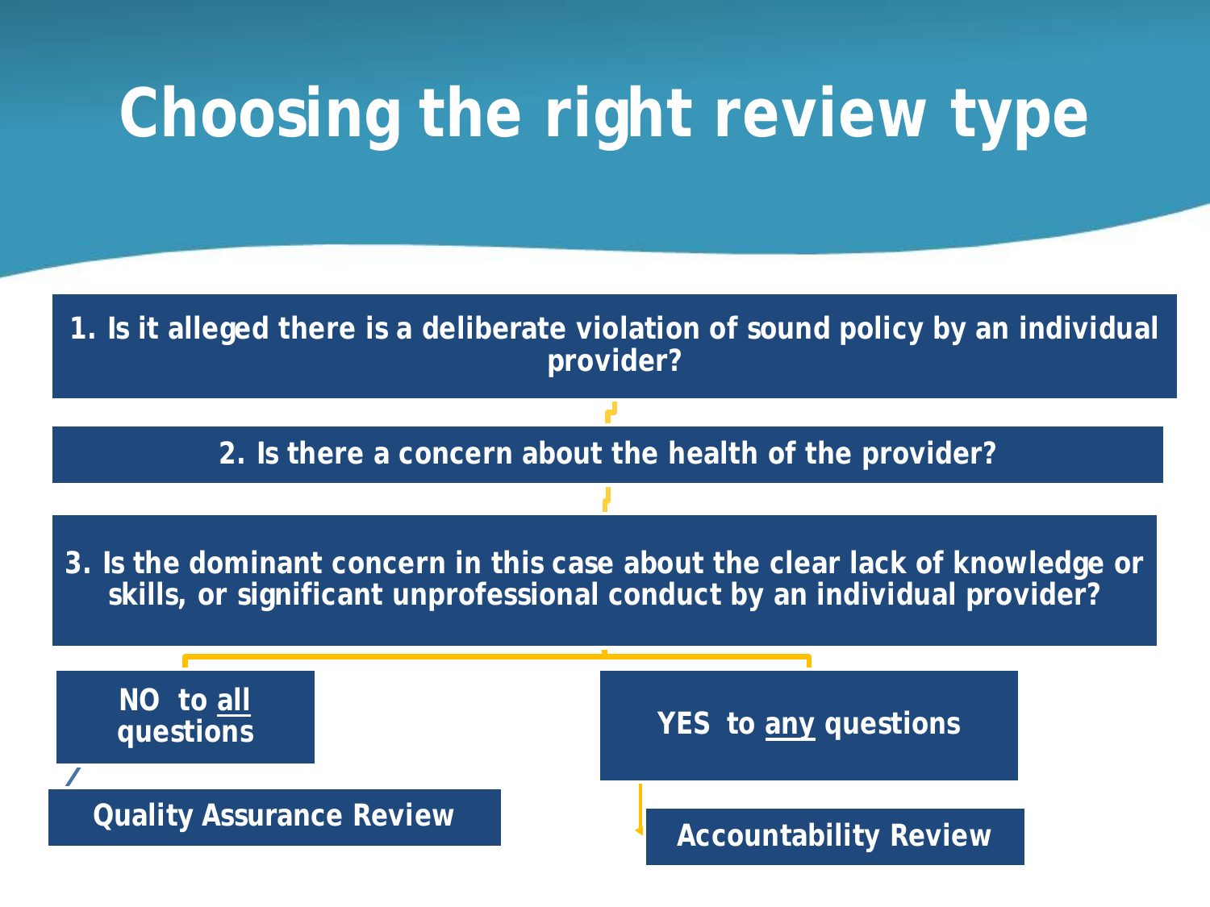# Choosing the right review type

**1. Is it alleged there is a deliberate violation of sound policy by an individual provider?**

**2. Is there a concern about the health of the provider?**

**3. Is the dominant concern in this case about the clear lack of knowledge or skills, or significant unprofessional conduct by an individual provider?**

**NO to all questions**

**Quality Assurance Review**

**YES to any questions**

**Accountability Review**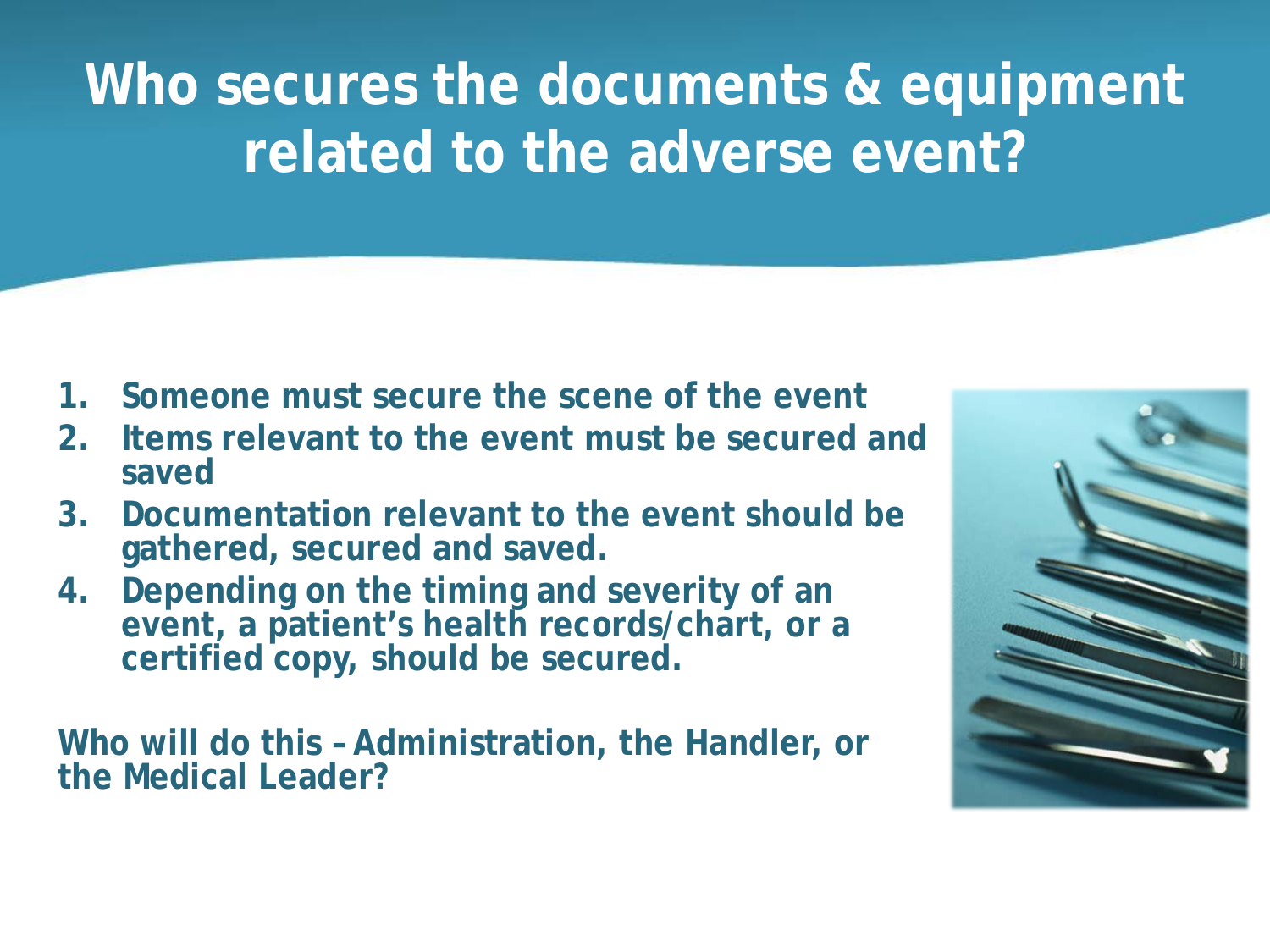# Who secures the documents & equipment related to the adverse event?

1. **Someone must secure the scene of the event**
2. **Items relevant to the event must be secured and saved**
3. **Documentation relevant to the event should be gathered, secured and saved.**
4. **Depending on the timing and severity of an event, a patient's health records/chart, or a certified copy, should be secured.**

**Who will do this – Administration, the Handler, or the Medical Leader?**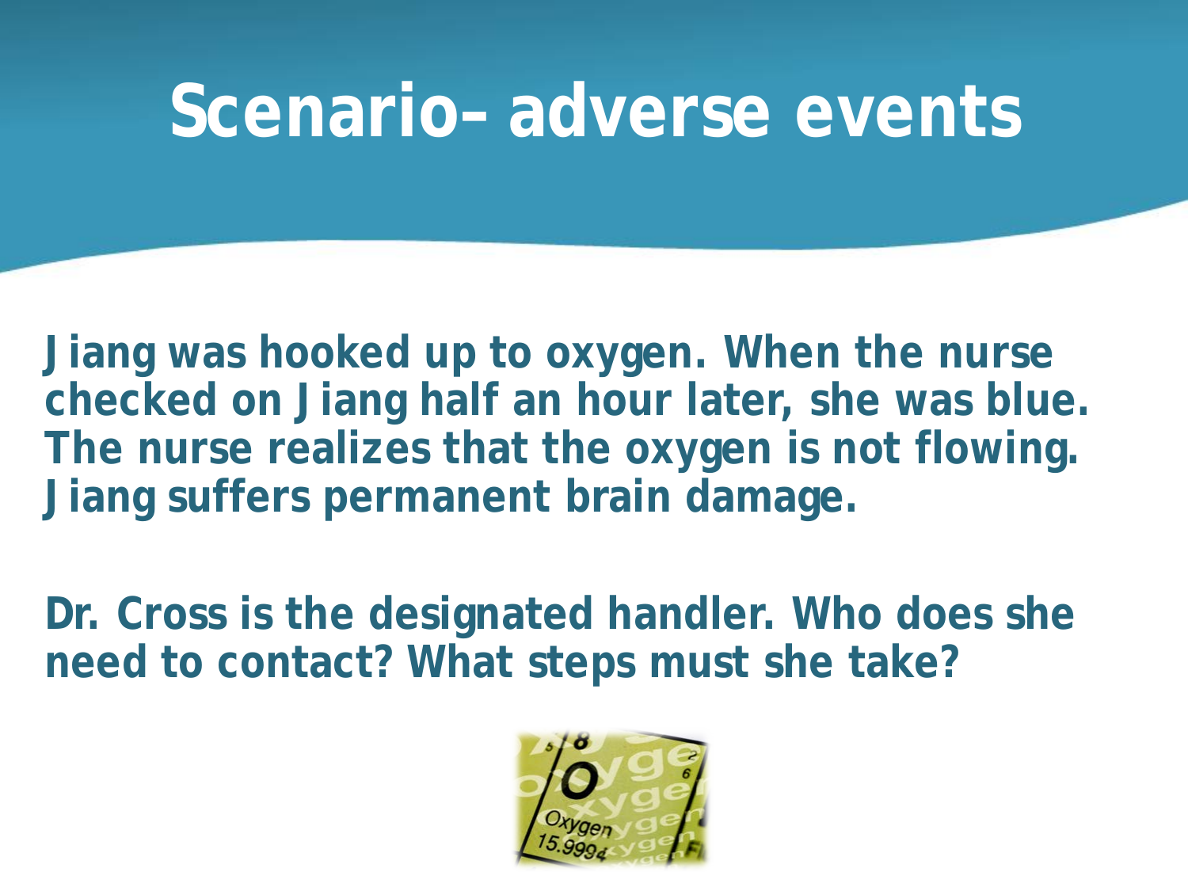# Scenario– adverse events

Jiang was hooked up to oxygen. When the nurse checked on Jiang half an hour later, she was blue. The nurse realizes that the oxygen is not flowing. Jiang suffers permanent brain damage.

Dr. Cross is the designated handler. Who does she need to contact? What steps must she take?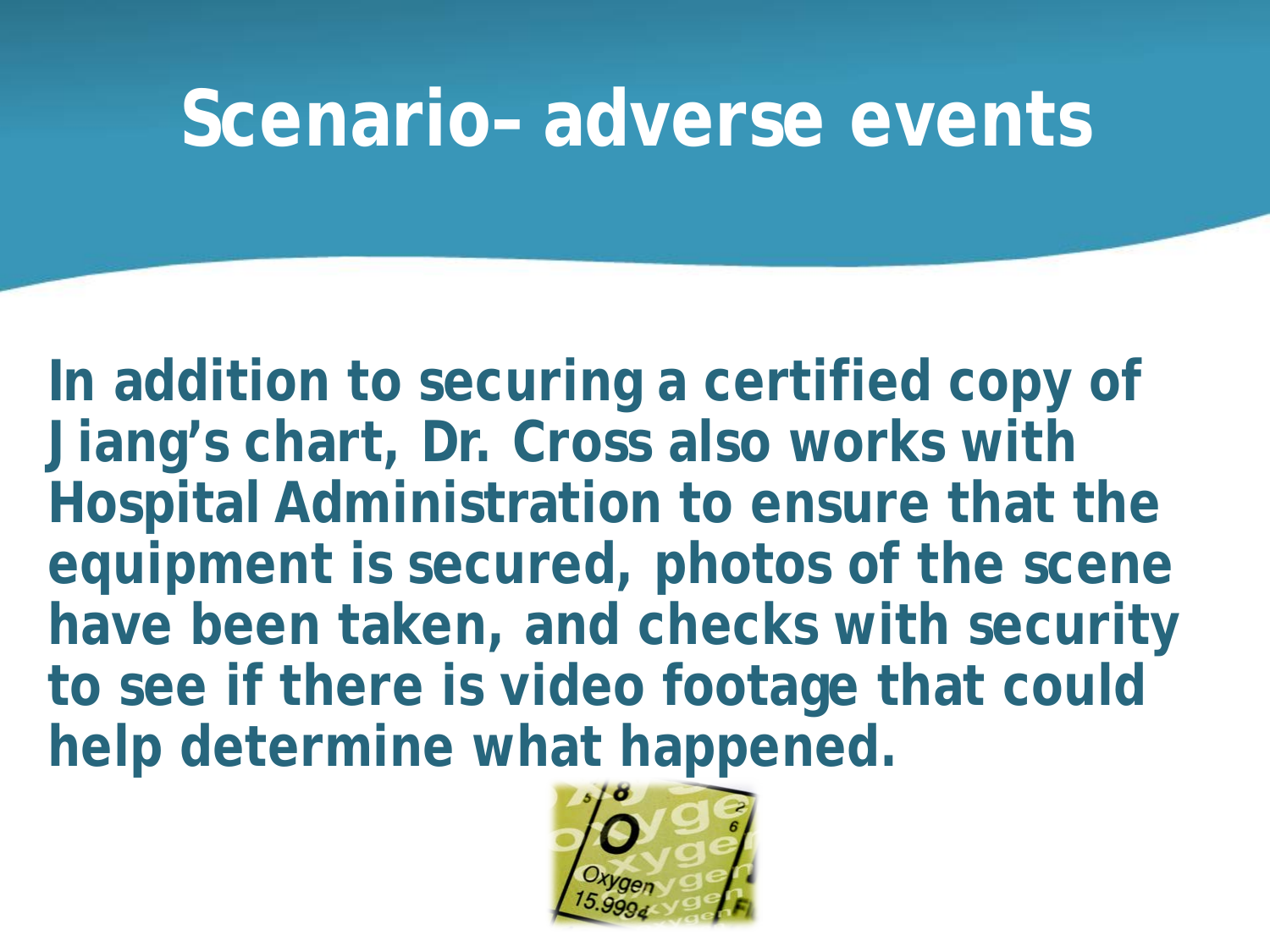# Scenario– adverse events

**In addition to securing a certified copy of Jiang's chart, Dr. Cross also works with Hospital Administration to ensure that the equipment is secured, photos of the scene have been taken, and checks with security to see if there is video footage that could help determine what happened.**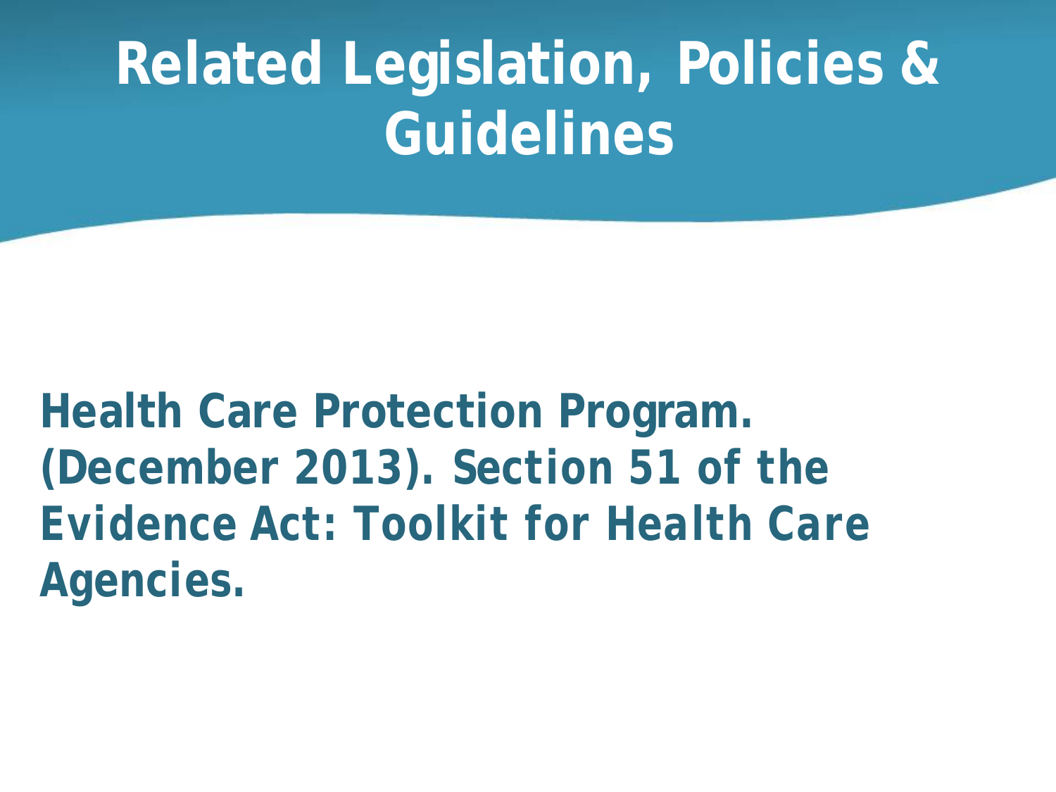# Related Legislation, Policies & Guidelines

**Health Care Protection Program. (December 2013). Section 51 of the Evidence Act: Toolkit for Health Care Agencies.**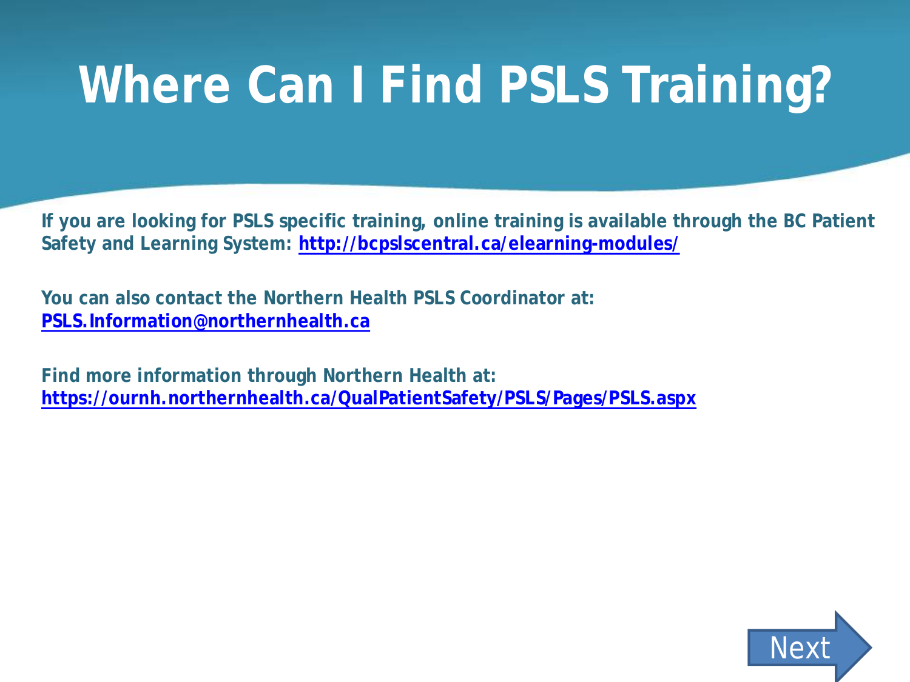# Where Can I Find PSLS Training?

**If you are looking for PSLS specific training, online training is available through the BC Patient Safety and Learning System: http://bcpslscentral.ca/elearning-modules/**

**You can also contact the Northern Health PSLS Coordinator at: PSLS.Information@northernhealth.ca**

**Find more information through Northern Health at: https://ournh.northernhealth.ca/QualPatientSafety/PSLS/Pages/PSLS.aspx**

Next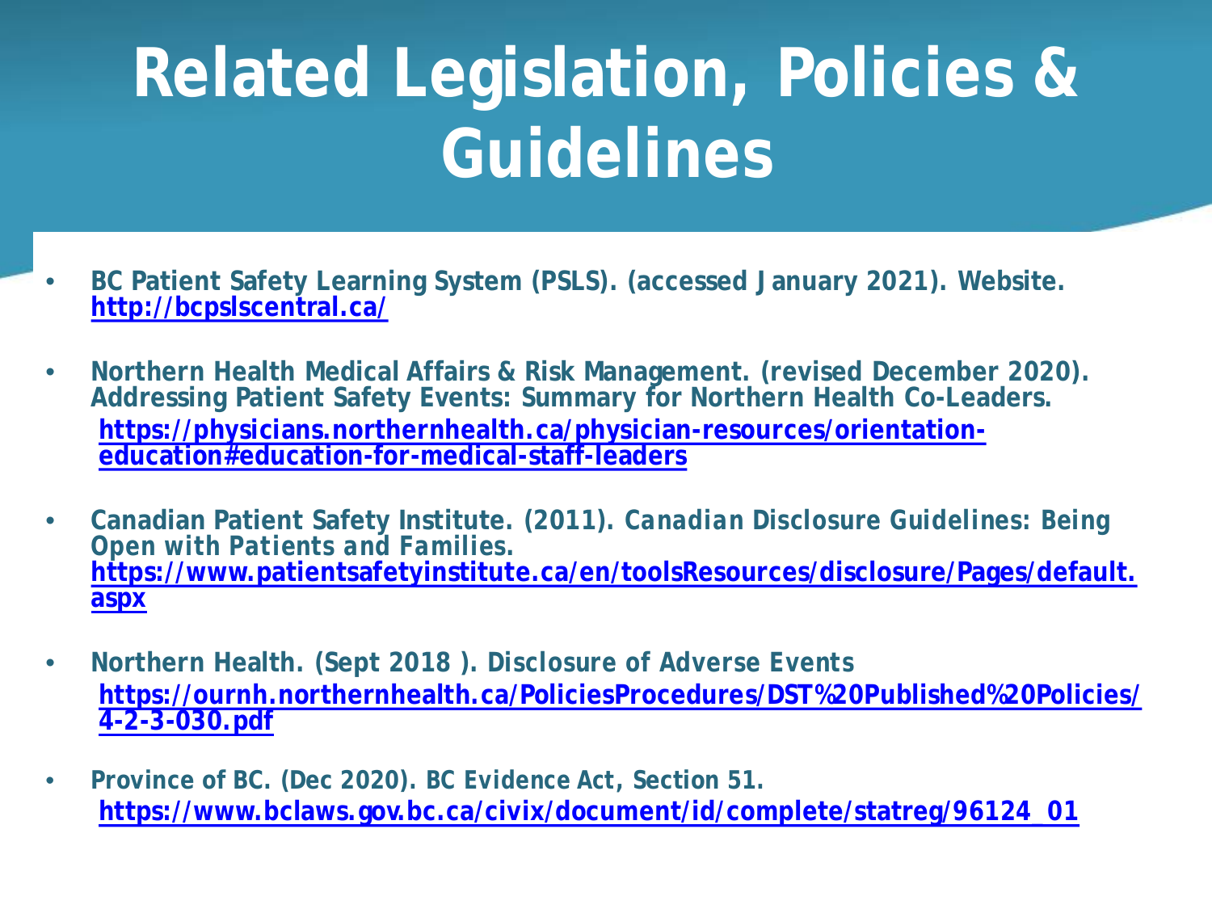# Related Legislation, Policies & Guidelines

- BC Patient Safety Learning System (PSLS). (accessed January 2021). Website. http://bcpslscentral.ca/
- Northern Health Medical Affairs & Risk Management. (revised December 2020). Addressing Patient Safety Events: Summary for Northern Health Co-Leaders. https://physicians.northernhealth.ca/physician-resources/orientation-education#education-for-medical-staff-leaders
- Canadian Patient Safety Institute. (2011). *Canadian Disclosure Guidelines: Being Open with Patients and Families.* https://www.patientsafetyinstitute.ca/en/toolsResources/disclosure/Pages/default.aspx
- Northern Health. (Sept 2018 ). Disclosure of Adverse Events https://ournh.northernhealth.ca/PoliciesProcedures/DST%20Published%20Policies/4-2-3-030.pdf
- Province of BC. (Dec 2020). BC Evidence Act, Section 51. https://www.bclaws.gov.bc.ca/civix/document/id/complete/statreg/96124_01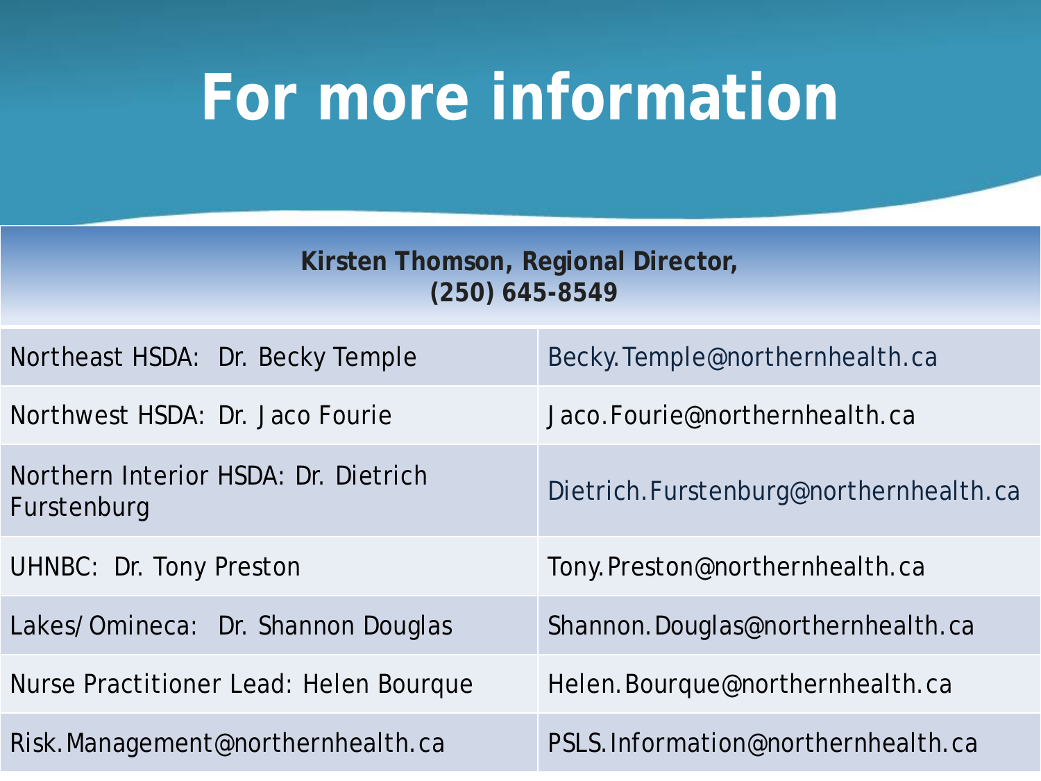# For more information

| Kirsten Thomson, Regional Director, (250) 645-8549 | |
|---|---|
| Northeast HSDA: Dr. Becky Temple | Becky.Temple@northernhealth.ca |
| Northwest HSDA: Dr. Jaco Fourie | Jaco.Fourie@northernhealth.ca |
| Northern Interior HSDA: Dr. Dietrich Furstenburg | Dietrich.Furstenburg@northernhealth.ca |
| UHNBC: Dr. Tony Preston | Tony.Preston@northernhealth.ca |
| Lakes/Omineca: Dr. Shannon Douglas | Shannon.Douglas@northernhealth.ca |
| Nurse Practitioner Lead: Helen Bourque | Helen.Bourque@northernhealth.ca |
| Risk.Management@northernhealth.ca | PSLS.Information@northernhealth.ca |